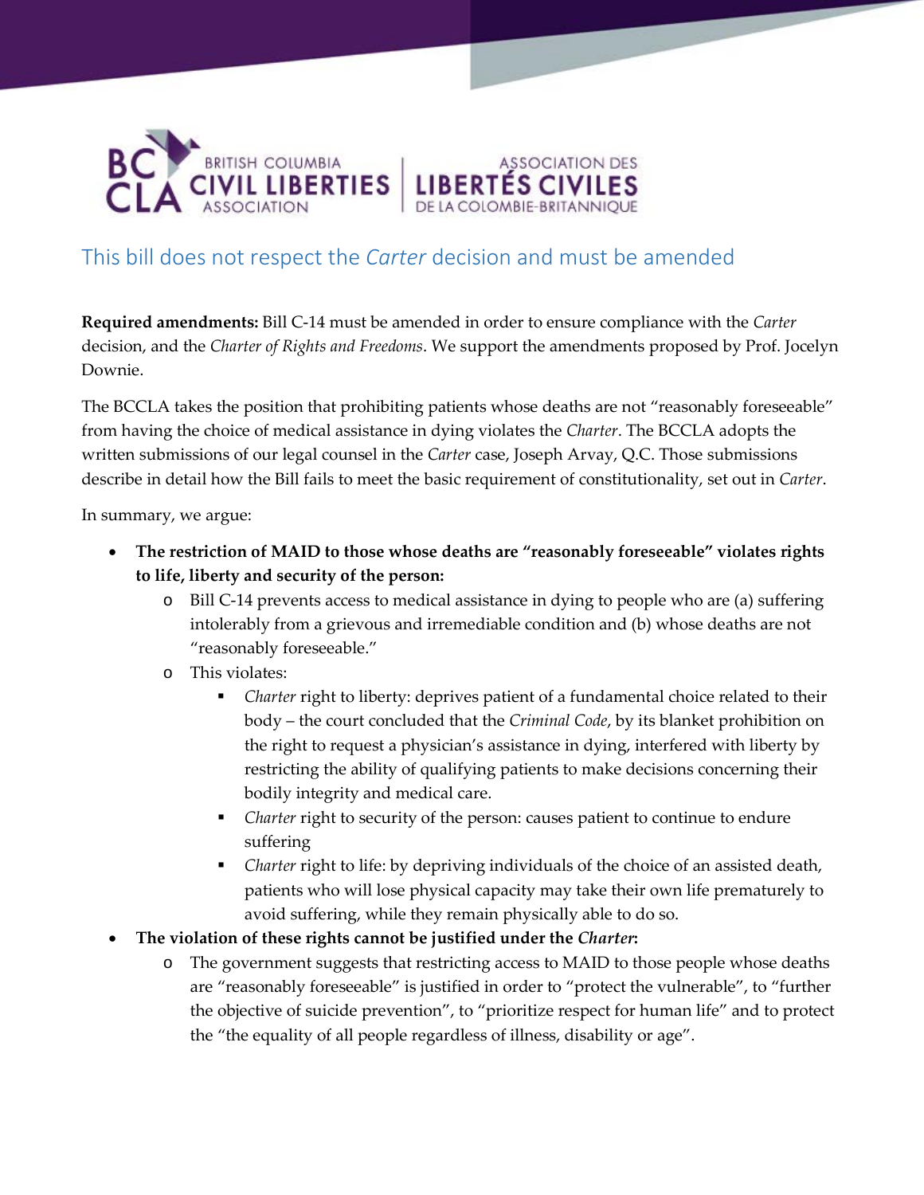BRITISH COLUMBIA CIVIL LIBERTIES ASSOCIATION | ASSOCIATION DES LIBERTÉS CIVILES DE LA COLOMBIE-BRITANNIQUE

# This bill does not respect the *Carter* decision and must be amended

**Required amendments:** Bill C-14 must be amended in order to ensure compliance with the *Carter* decision, and the *Charter of Rights and Freedoms*. We support the amendments proposed by Prof. Jocelyn Downie.

The BCCLA takes the position that prohibiting patients whose deaths are not "reasonably foreseeable" from having the choice of medical assistance in dying violates the *Charter*. The BCCLA adopts the written submissions of our legal counsel in the *Carter* case, Joseph Arvay, Q.C. Those submissions describe in detail how the Bill fails to meet the basic requirement of constitutionality, set out in *Carter*.

In summary, we argue:

- **The restriction of MAID to those whose deaths are "reasonably foreseeable" violates rights to life, liberty and security of the person:**
    - Bill C-14 prevents access to medical assistance in dying to people who are (a) suffering intolerably from a grievous and irremediable condition and (b) whose deaths are not "reasonably foreseeable."
    - This violates:
        - *Charter* right to liberty: deprives patient of a fundamental choice related to their body – the court concluded that the *Criminal Code*, by its blanket prohibition on the right to request a physician's assistance in dying, interfered with liberty by restricting the ability of qualifying patients to make decisions concerning their bodily integrity and medical care.
        - *Charter* right to security of the person: causes patient to continue to endure suffering
        - *Charter* right to life: by depriving individuals of the choice of an assisted death, patients who will lose physical capacity may take their own life prematurely to avoid suffering, while they remain physically able to do so.
- **The violation of these rights cannot be justified under the *Charter*:**
    - The government suggests that restricting access to MAID to those people whose deaths are "reasonably foreseeable" is justified in order to "protect the vulnerable", to "further the objective of suicide prevention", to "prioritize respect for human life" and to protect the "the equality of all people regardless of illness, disability or age".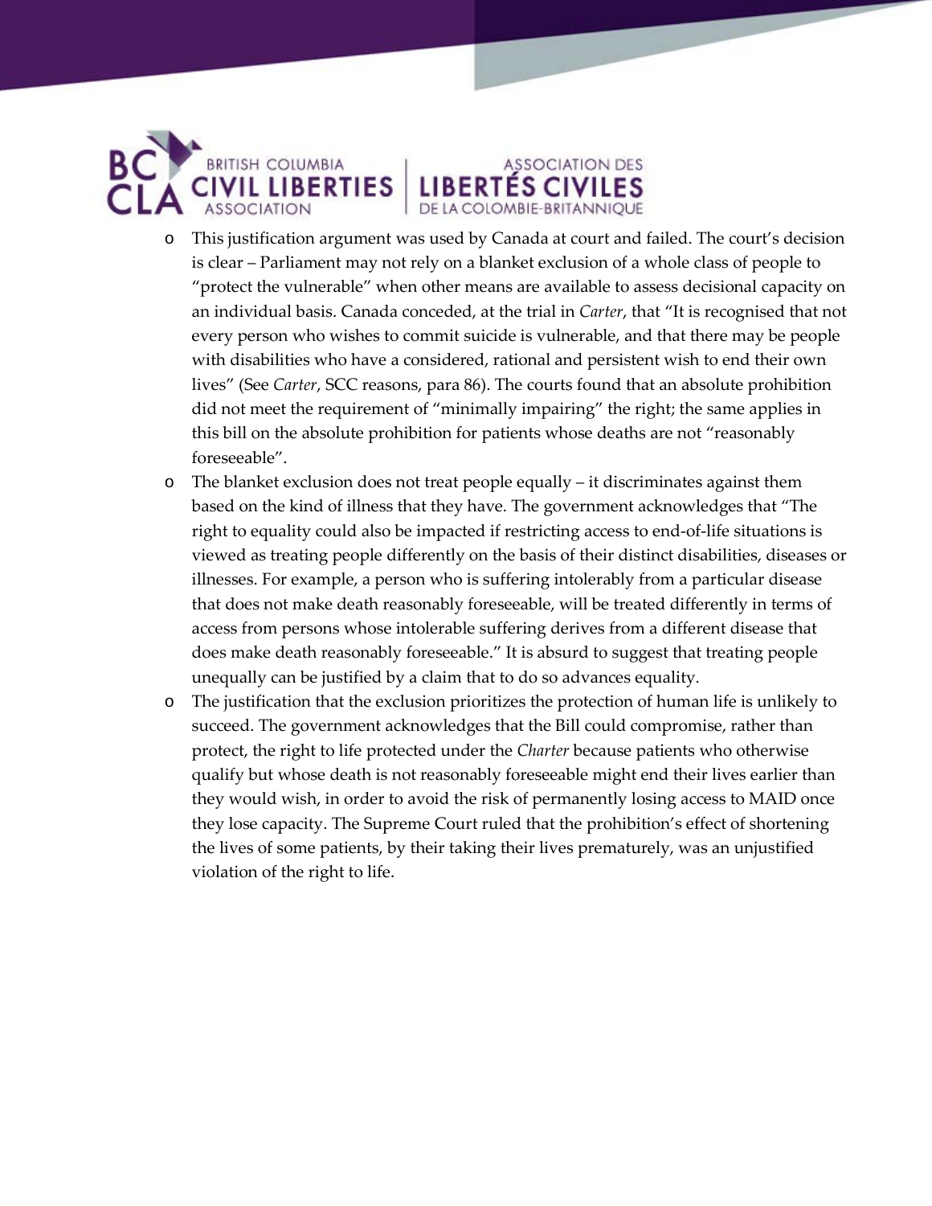- This justification argument was used by Canada at court and failed. The court's decision is clear – Parliament may not rely on a blanket exclusion of a whole class of people to "protect the vulnerable" when other means are available to assess decisional capacity on an individual basis. Canada conceded, at the trial in *Carter*, that "It is recognised that not every person who wishes to commit suicide is vulnerable, and that there may be people with disabilities who have a considered, rational and persistent wish to end their own lives" (See *Carter*, SCC reasons, para 86). The courts found that an absolute prohibition did not meet the requirement of "minimally impairing" the right; the same applies in this bill on the absolute prohibition for patients whose deaths are not "reasonably foreseeable".
- The blanket exclusion does not treat people equally – it discriminates against them based on the kind of illness that they have. The government acknowledges that "The right to equality could also be impacted if restricting access to end-of-life situations is viewed as treating people differently on the basis of their distinct disabilities, diseases or illnesses. For example, a person who is suffering intolerably from a particular disease that does not make death reasonably foreseeable, will be treated differently in terms of access from persons whose intolerable suffering derives from a different disease that does make death reasonably foreseeable." It is absurd to suggest that treating people unequally can be justified by a claim that to do so advances equality.
- The justification that the exclusion prioritizes the protection of human life is unlikely to succeed. The government acknowledges that the Bill could compromise, rather than protect, the right to life protected under the *Charter* because patients who otherwise qualify but whose death is not reasonably foreseeable might end their lives earlier than they would wish, in order to avoid the risk of permanently losing access to MAID once they lose capacity. The Supreme Court ruled that the prohibition's effect of shortening the lives of some patients, by their taking their lives prematurely, was an unjustified violation of the right to life.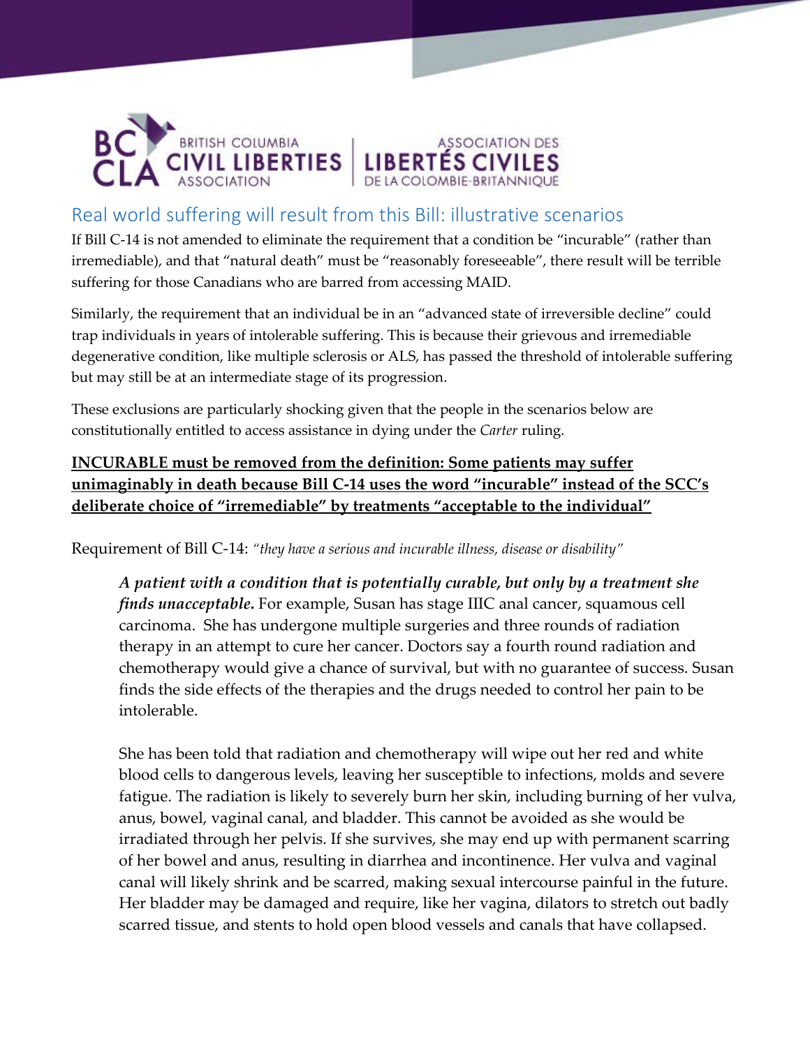BRITISH COLUMBIA CIVIL LIBERTIES ASSOCIATION | ASSOCIATION DES LIBERTÉS CIVILES DE LA COLOMBIE-BRITANNIQUE

## Real world suffering will result from this Bill: illustrative scenarios

If Bill C-14 is not amended to eliminate the requirement that a condition be "incurable" (rather than irremediable), and that "natural death" must be "reasonably foreseeable", there result will be terrible suffering for those Canadians who are barred from accessing MAID.

Similarly, the requirement that an individual be in an "advanced state of irreversible decline" could trap individuals in years of intolerable suffering. This is because their grievous and irremediable degenerative condition, like multiple sclerosis or ALS, has passed the threshold of intolerable suffering but may still be at an intermediate stage of its progression.

These exclusions are particularly shocking given that the people in the scenarios below are constitutionally entitled to access assistance in dying under the *Carter* ruling.

**INCURABLE must be removed from the definition: Some patients may suffer unimaginably in death because Bill C-14 uses the word "incurable" instead of the SCC's deliberate choice of "irremediable" by treatments "acceptable to the individual"**

Requirement of Bill C-14: *"they have a serious and incurable illness, disease or disability"*

> ***A patient with a condition that is potentially curable, but only by a treatment she finds unacceptable.*** For example, Susan has stage IIIC anal cancer, squamous cell carcinoma. She has undergone multiple surgeries and three rounds of radiation therapy in an attempt to cure her cancer. Doctors say a fourth round radiation and chemotherapy would give a chance of survival, but with no guarantee of success. Susan finds the side effects of the therapies and the drugs needed to control her pain to be intolerable.
>
> She has been told that radiation and chemotherapy will wipe out her red and white blood cells to dangerous levels, leaving her susceptible to infections, molds and severe fatigue. The radiation is likely to severely burn her skin, including burning of her vulva, anus, bowel, vaginal canal, and bladder. This cannot be avoided as she would be irradiated through her pelvis. If she survives, she may end up with permanent scarring of her bowel and anus, resulting in diarrhea and incontinence. Her vulva and vaginal canal will likely shrink and be scarred, making sexual intercourse painful in the future. Her bladder may be damaged and require, like her vagina, dilators to stretch out badly scarred tissue, and stents to hold open blood vessels and canals that have collapsed.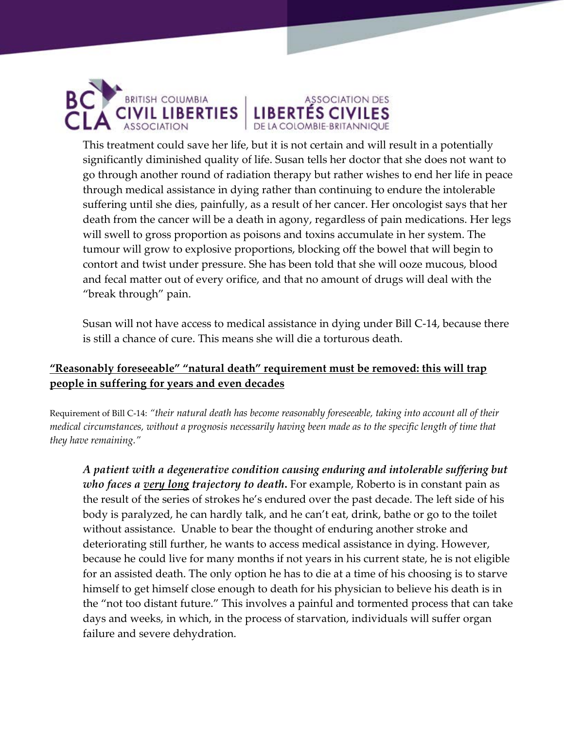This treatment could save her life, but it is not certain and will result in a potentially significantly diminished quality of life. Susan tells her doctor that she does not want to go through another round of radiation therapy but rather wishes to end her life in peace through medical assistance in dying rather than continuing to endure the intolerable suffering until she dies, painfully, as a result of her cancer. Her oncologist says that her death from the cancer will be a death in agony, regardless of pain medications. Her legs will swell to gross proportion as poisons and toxins accumulate in her system. The tumour will grow to explosive proportions, blocking off the bowel that will begin to contort and twist under pressure. She has been told that she will ooze mucous, blood and fecal matter out of every orifice, and that no amount of drugs will deal with the "break through" pain.

Susan will not have access to medical assistance in dying under Bill C-14, because there is still a chance of cure. This means she will die a torturous death.

## <u>"Reasonably foreseeable" "natural death" requirement must be removed: this will trap people in suffering for years and even decades</u>

Requirement of Bill C-14: *"their natural death has become reasonably foreseeable, taking into account all of their medical circumstances, without a prognosis necessarily having been made as to the specific length of time that they have remaining."*

***A patient with a degenerative condition causing enduring and intolerable suffering but who faces a <u>very long</u> trajectory to death.*** For example, Roberto is in constant pain as the result of the series of strokes he's endured over the past decade. The left side of his body is paralyzed, he can hardly talk, and he can't eat, drink, bathe or go to the toilet without assistance. Unable to bear the thought of enduring another stroke and deteriorating still further, he wants to access medical assistance in dying. However, because he could live for many months if not years in his current state, he is not eligible for an assisted death. The only option he has to die at a time of his choosing is to starve himself to get himself close enough to death for his physician to believe his death is in the "not too distant future." This involves a painful and tormented process that can take days and weeks, in which, in the process of starvation, individuals will suffer organ failure and severe dehydration.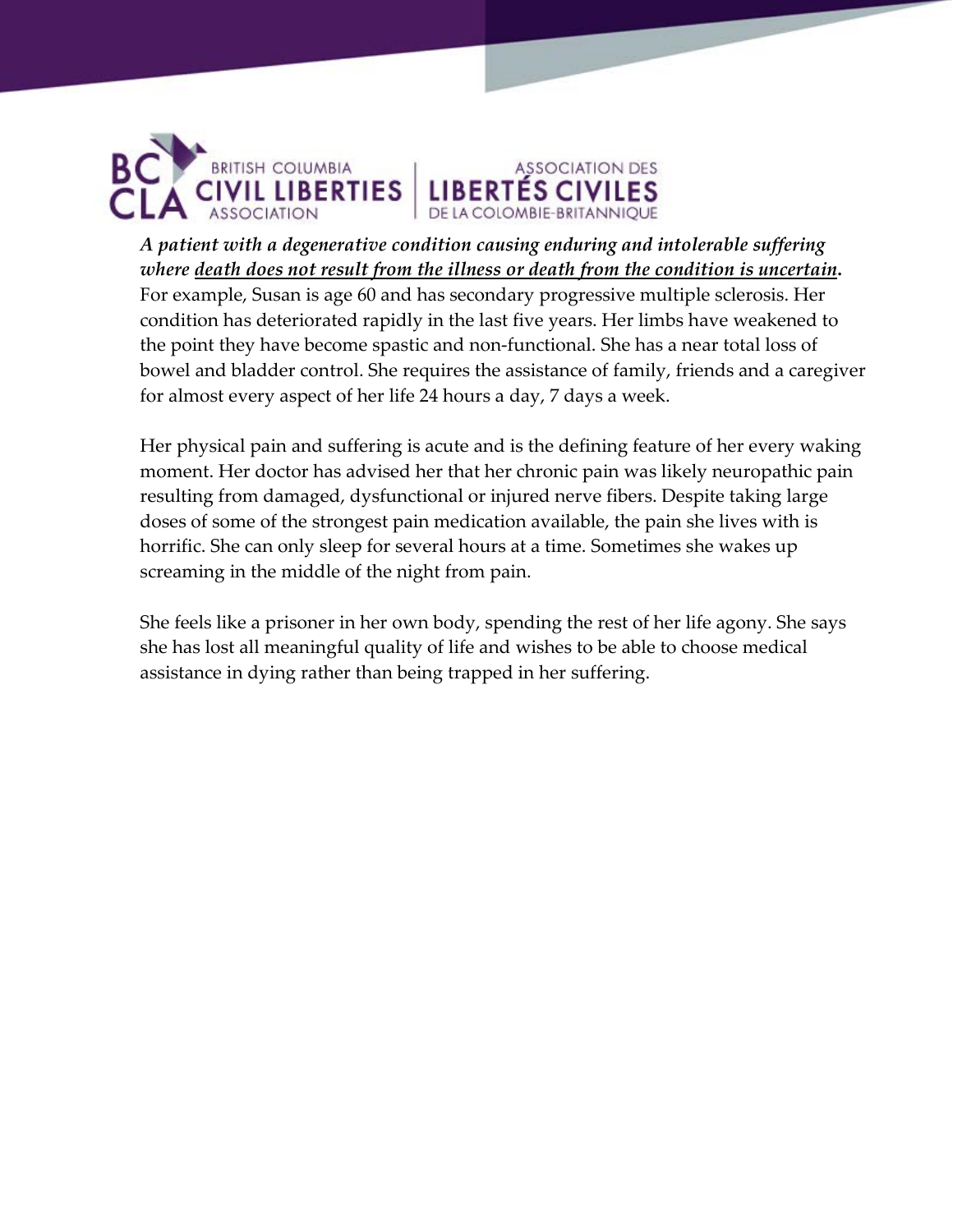***A patient with a degenerative condition causing enduring and intolerable suffering where <u>death does not result from the illness or death from the condition is uncertain</u>.*** For example, Susan is age 60 and has secondary progressive multiple sclerosis. Her condition has deteriorated rapidly in the last five years. Her limbs have weakened to the point they have become spastic and non-functional. She has a near total loss of bowel and bladder control. She requires the assistance of family, friends and a caregiver for almost every aspect of her life 24 hours a day, 7 days a week.

Her physical pain and suffering is acute and is the defining feature of her every waking moment. Her doctor has advised her that her chronic pain was likely neuropathic pain resulting from damaged, dysfunctional or injured nerve fibers. Despite taking large doses of some of the strongest pain medication available, the pain she lives with is horrific. She can only sleep for several hours at a time. Sometimes she wakes up screaming in the middle of the night from pain.

She feels like a prisoner in her own body, spending the rest of her life agony. She says she has lost all meaningful quality of life and wishes to be able to choose medical assistance in dying rather than being trapped in her suffering.